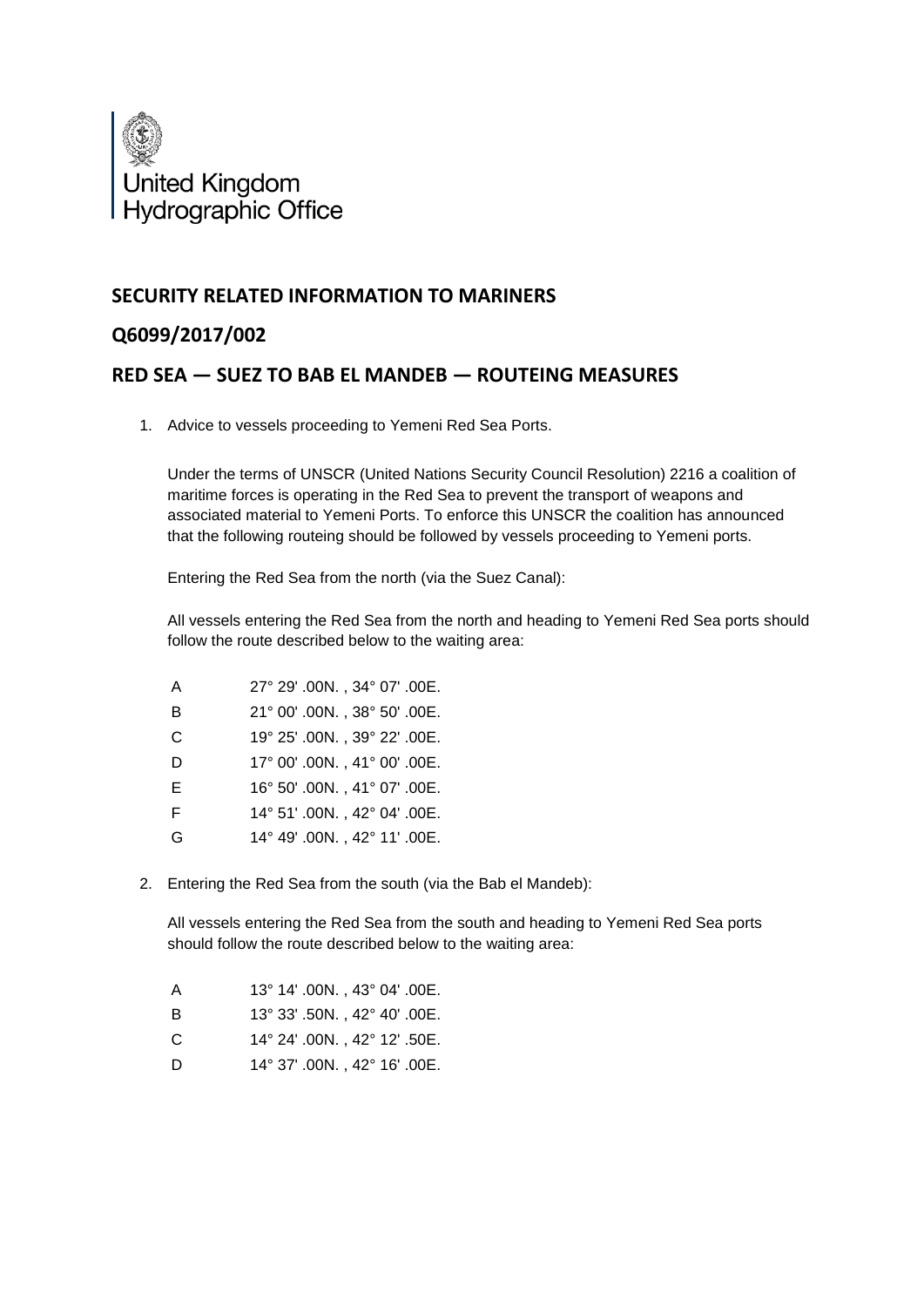United Kingdom
Hydrographic Office

## SECURITY RELATED INFORMATION TO MARINERS

## Q6099/2017/002

## RED SEA — SUEZ TO BAB EL MANDEB — ROUTEING MEASURES

1. Advice to vessels proceeding to Yemeni Red Sea Ports.

   Under the terms of UNSCR (United Nations Security Council Resolution) 2216 a coalition of maritime forces is operating in the Red Sea to prevent the transport of weapons and associated material to Yemeni Ports. To enforce this UNSCR the coalition has announced that the following routeing should be followed by vessels proceeding to Yemeni ports.

   Entering the Red Sea from the north (via the Suez Canal):

   All vessels entering the Red Sea from the north and heading to Yemeni Red Sea ports should follow the route described below to the waiting area:

   | | |
   |---|---|
   | A | 27° 29' .00N. , 34° 07' .00E. |
   | B | 21° 00' .00N. , 38° 50' .00E. |
   | C | 19° 25' .00N. , 39° 22' .00E. |
   | D | 17° 00' .00N. , 41° 00' .00E. |
   | E | 16° 50' .00N. , 41° 07' .00E. |
   | F | 14° 51' .00N. , 42° 04' .00E. |
   | G | 14° 49' .00N. , 42° 11' .00E. |

2. Entering the Red Sea from the south (via the Bab el Mandeb):

   All vessels entering the Red Sea from the south and heading to Yemeni Red Sea ports should follow the route described below to the waiting area:

   | | |
   |---|---|
   | A | 13° 14' .00N. , 43° 04' .00E. |
   | B | 13° 33' .50N. , 42° 40' .00E. |
   | C | 14° 24' .00N. , 42° 12' .50E. |
   | D | 14° 37' .00N. , 42° 16' .00E. |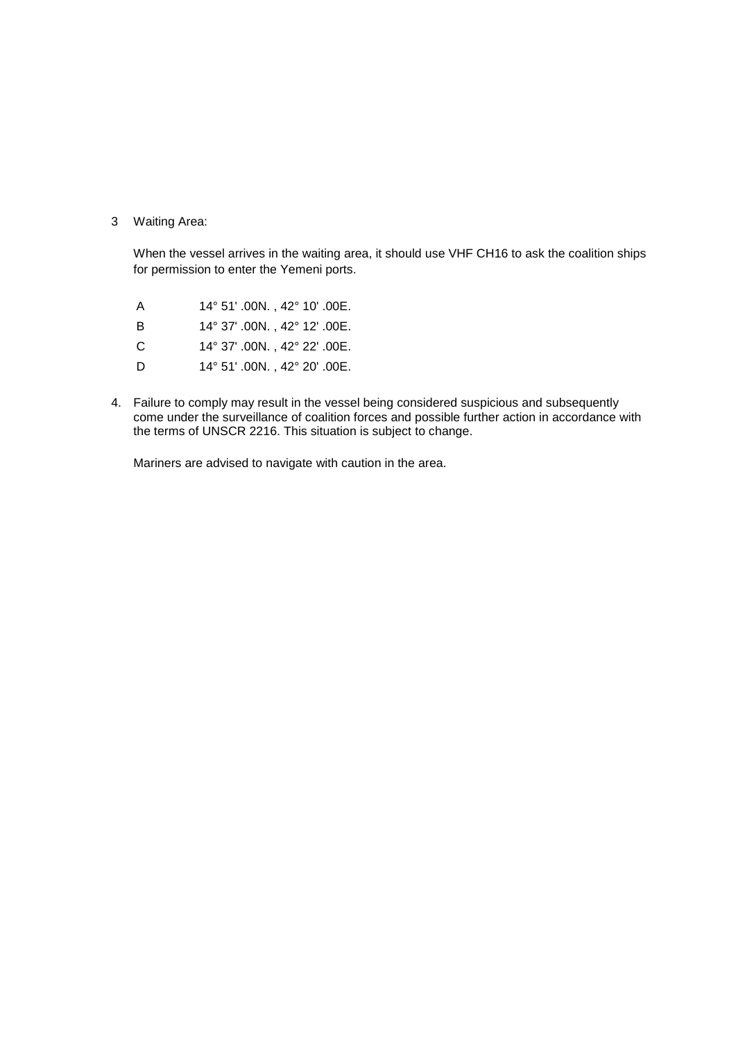3 Waiting Area:

When the vessel arrives in the waiting area, it should use VHF CH16 to ask the coalition ships for permission to enter the Yemeni ports.

| | |
|---|---|
| A | 14° 51' .00N. , 42° 10' .00E. |
| B | 14° 37' .00N. , 42° 12' .00E. |
| C | 14° 37' .00N. , 42° 22' .00E. |
| D | 14° 51' .00N. , 42° 20' .00E. |

4. Failure to comply may result in the vessel being considered suspicious and subsequently come under the surveillance of coalition forces and possible further action in accordance with the terms of UNSCR 2216. This situation is subject to change.

Mariners are advised to navigate with caution in the area.